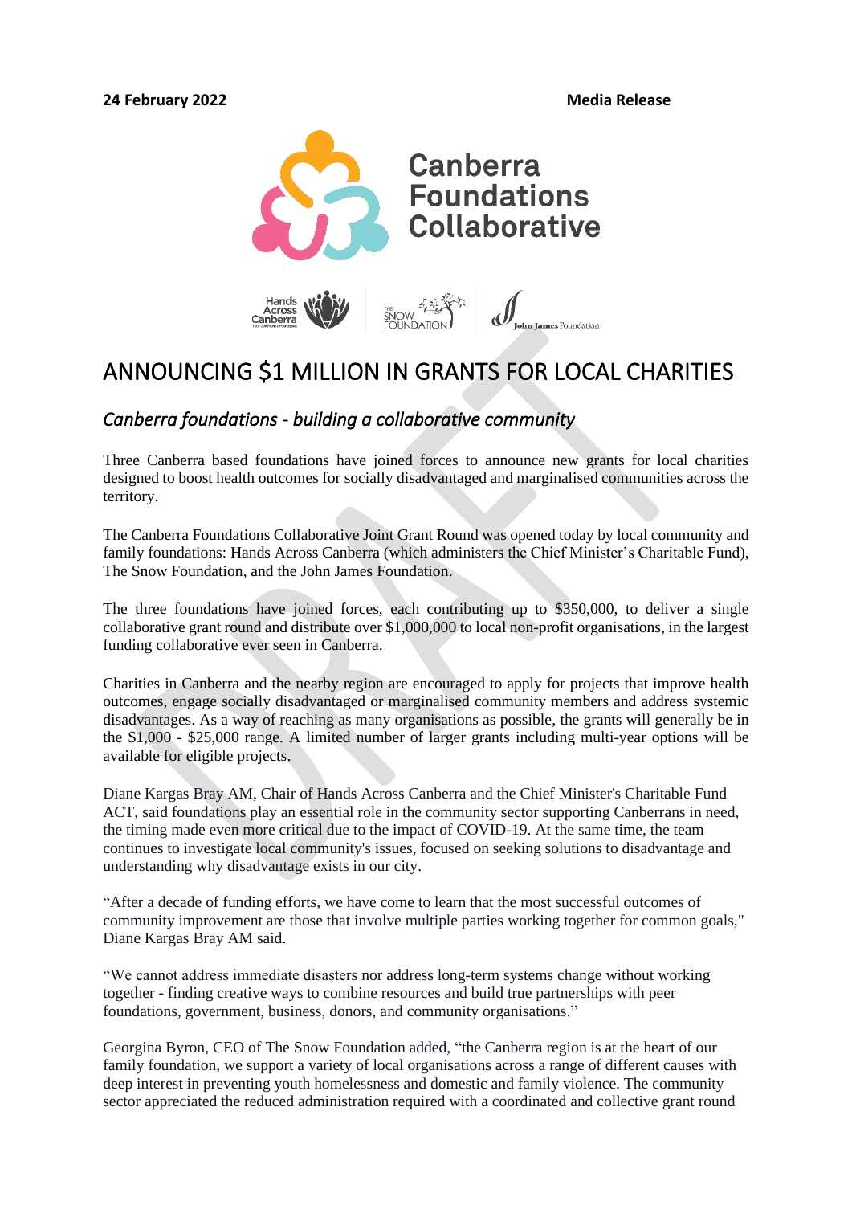**24 February 2022** **Media Release**

Canberra Foundations Collaborative

# ANNOUNCING $1 MILLION IN GRANTS FOR LOCAL CHARITIES

## *Canberra foundations - building a collaborative community*

Three Canberra based foundations have joined forces to announce new grants for local charities designed to boost health outcomes for socially disadvantaged and marginalised communities across the territory.

The Canberra Foundations Collaborative Joint Grant Round was opened today by local community and family foundations: Hands Across Canberra (which administers the Chief Minister's Charitable Fund), The Snow Foundation, and the John James Foundation.

The three foundations have joined forces, each contributing up to $350,000, to deliver a single collaborative grant round and distribute over $1,000,000 to local non-profit organisations, in the largest funding collaborative ever seen in Canberra.

Charities in Canberra and the nearby region are encouraged to apply for projects that improve health outcomes, engage socially disadvantaged or marginalised community members and address systemic disadvantages. As a way of reaching as many organisations as possible, the grants will generally be in the $1,000 - $25,000 range. A limited number of larger grants including multi-year options will be available for eligible projects.

Diane Kargas Bray AM, Chair of Hands Across Canberra and the Chief Minister's Charitable Fund ACT, said foundations play an essential role in the community sector supporting Canberrans in need, the timing made even more critical due to the impact of COVID-19. At the same time, the team continues to investigate local community's issues, focused on seeking solutions to disadvantage and understanding why disadvantage exists in our city.

"After a decade of funding efforts, we have come to learn that the most successful outcomes of community improvement are those that involve multiple parties working together for common goals," Diane Kargas Bray AM said.

"We cannot address immediate disasters nor address long-term systems change without working together - finding creative ways to combine resources and build true partnerships with peer foundations, government, business, donors, and community organisations."

Georgina Byron, CEO of The Snow Foundation added, "the Canberra region is at the heart of our family foundation, we support a variety of local organisations across a range of different causes with deep interest in preventing youth homelessness and domestic and family violence. The community sector appreciated the reduced administration required with a coordinated and collective grant round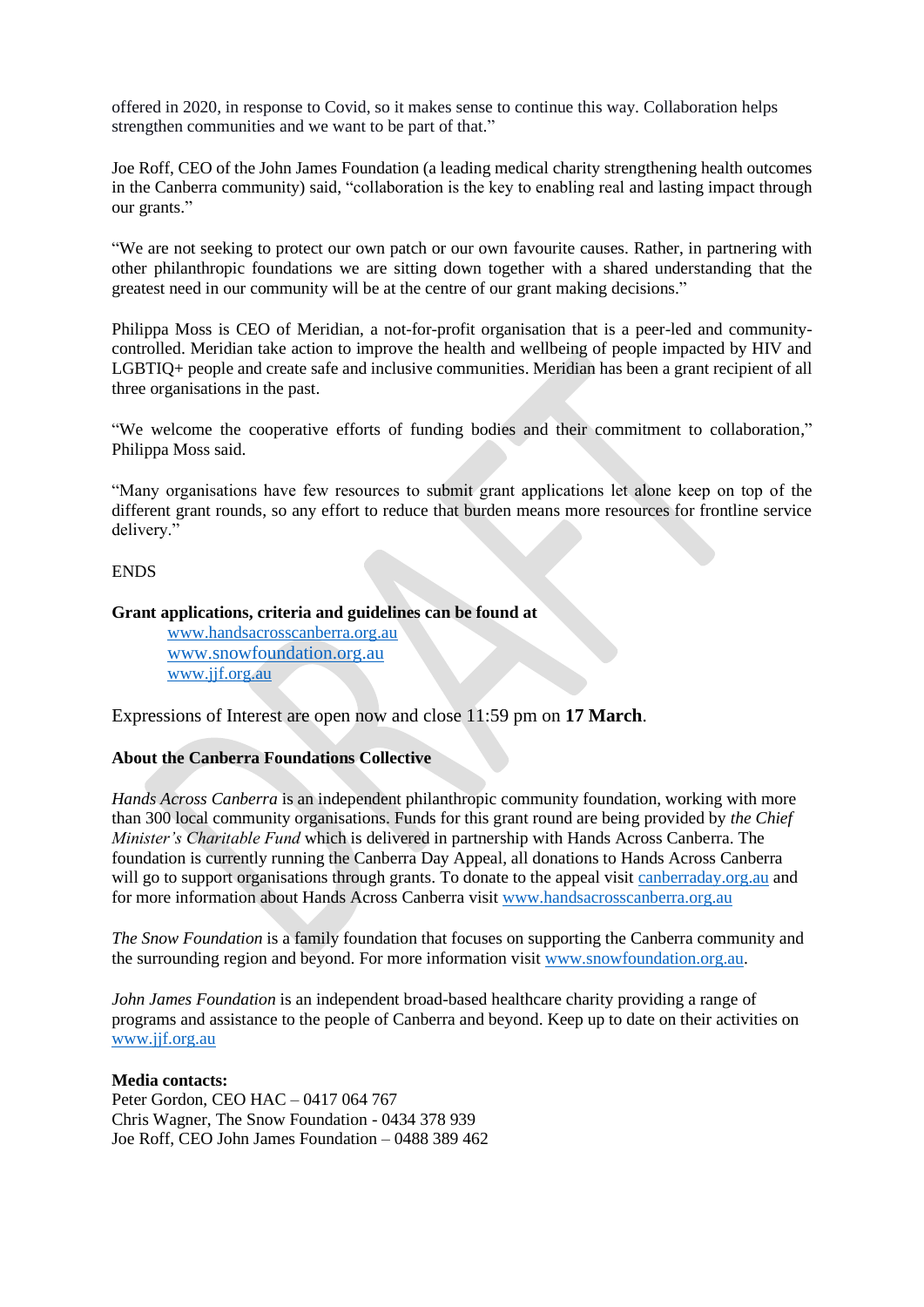offered in 2020, in response to Covid, so it makes sense to continue this way. Collaboration helps strengthen communities and we want to be part of that."

Joe Roff, CEO of the John James Foundation (a leading medical charity strengthening health outcomes in the Canberra community) said, "collaboration is the key to enabling real and lasting impact through our grants."

"We are not seeking to protect our own patch or our own favourite causes. Rather, in partnering with other philanthropic foundations we are sitting down together with a shared understanding that the greatest need in our community will be at the centre of our grant making decisions."

Philippa Moss is CEO of Meridian, a not-for-profit organisation that is a peer-led and community-controlled. Meridian take action to improve the health and wellbeing of people impacted by HIV and LGBTIQ+ people and create safe and inclusive communities. Meridian has been a grant recipient of all three organisations in the past.

"We welcome the cooperative efforts of funding bodies and their commitment to collaboration," Philippa Moss said.

"Many organisations have few resources to submit grant applications let alone keep on top of the different grant rounds, so any effort to reduce that burden means more resources for frontline service delivery."

ENDS

**Grant applications, criteria and guidelines can be found at**

www.handsacrosscanberra.org.au
www.snowfoundation.org.au
www.jjf.org.au

Expressions of Interest are open now and close 11:59 pm on **17 March**.

**About the Canberra Foundations Collective**

*Hands Across Canberra* is an independent philanthropic community foundation, working with more than 300 local community organisations. Funds for this grant round are being provided by *the Chief Minister's Charitable Fund* which is delivered in partnership with Hands Across Canberra. The foundation is currently running the Canberra Day Appeal, all donations to Hands Across Canberra will go to support organisations through grants. To donate to the appeal visit canberraday.org.au and for more information about Hands Across Canberra visit www.handsacrosscanberra.org.au

*The Snow Foundation* is a family foundation that focuses on supporting the Canberra community and the surrounding region and beyond. For more information visit www.snowfoundation.org.au.

*John James Foundation* is an independent broad-based healthcare charity providing a range of programs and assistance to the people of Canberra and beyond. Keep up to date on their activities on www.jjf.org.au

**Media contacts:**
Peter Gordon, CEO HAC – 0417 064 767
Chris Wagner, The Snow Foundation - 0434 378 939
Joe Roff, CEO John James Foundation – 0488 389 462